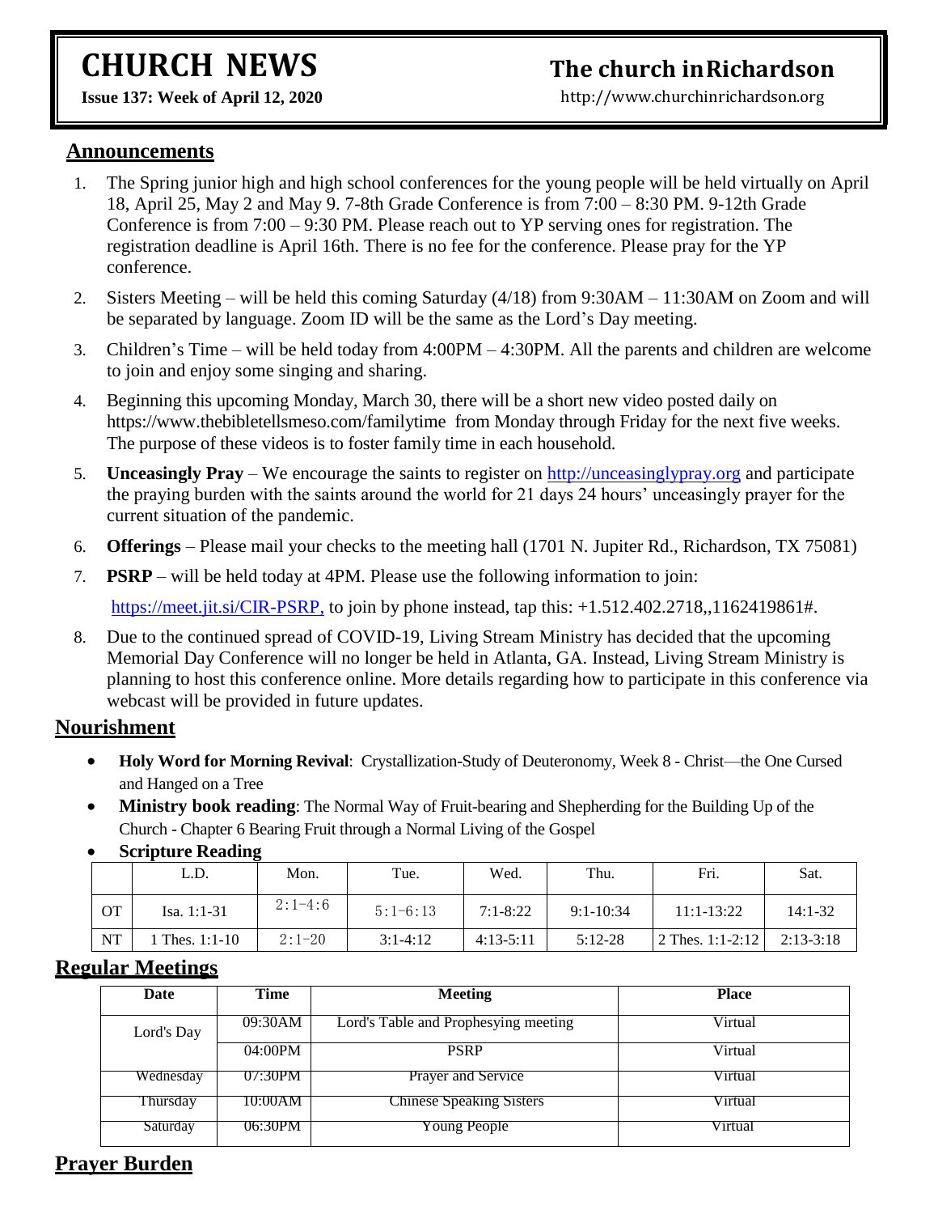# CHURCH NEWS

**Issue 137: Week of April 12, 2020**

## The church inRichardson

http://www.churchinrichardson.org

## Announcements

1. The Spring junior high and high school conferences for the young people will be held virtually on April 18, April 25, May 2 and May 9. 7-8th Grade Conference is from 7:00 – 8:30 PM. 9-12th Grade Conference is from 7:00 – 9:30 PM. Please reach out to YP serving ones for registration. The registration deadline is April 16th. There is no fee for the conference. Please pray for the YP conference.
2. Sisters Meeting – will be held this coming Saturday (4/18) from 9:30AM – 11:30AM on Zoom and will be separated by language. Zoom ID will be the same as the Lord's Day meeting.
3. Children's Time – will be held today from 4:00PM – 4:30PM. All the parents and children are welcome to join and enjoy some singing and sharing.
4. Beginning this upcoming Monday, March 30, there will be a short new video posted daily on https://www.thebibletellsmeso.com/familytime from Monday through Friday for the next five weeks. The purpose of these videos is to foster family time in each household.
5. **Unceasingly Pray** – We encourage the saints to register on http://unceasinglypray.org and participate the praying burden with the saints around the world for 21 days 24 hours' unceasingly prayer for the current situation of the pandemic.
6. **Offerings** – Please mail your checks to the meeting hall (1701 N. Jupiter Rd., Richardson, TX 75081)
7. **PSRP** – will be held today at 4PM. Please use the following information to join:

   https://meet.jit.si/CIR-PSRP, to join by phone instead, tap this: +1.512.402.2718,,1162419861#.
8. Due to the continued spread of COVID-19, Living Stream Ministry has decided that the upcoming Memorial Day Conference will no longer be held in Atlanta, GA. Instead, Living Stream Ministry is planning to host this conference online. More details regarding how to participate in this conference via webcast will be provided in future updates.

## Nourishment

- **Holy Word for Morning Revival**: Crystallization-Study of Deuteronomy, Week 8 - Christ—the One Cursed and Hanged on a Tree
- **Ministry book reading**: The Normal Way of Fruit-bearing and Shepherding for the Building Up of the Church - Chapter 6 Bearing Fruit through a Normal Living of the Gospel
- **Scripture Reading**

| | L.D. | Mon. | Tue. | Wed. | Thu. | Fri. | Sat. |
|---|---|---|---|---|---|---|---|
| OT | Isa. 1:1-31 | 2:1-4:6 | 5:1-6:13 | 7:1-8:22 | 9:1-10:34 | 11:1-13:22 | 14:1-32 |
| NT | 1 Thes. 1:1-10 | 2:1-20 | 3:1-4:12 | 4:13-5:11 | 5:12-28 | 2 Thes. 1:1-2:12 | 2:13-3:18 |

## Regular Meetings

| Date | Time | Meeting | Place |
|---|---|---|---|
| Lord's Day | 09:30AM | Lord's Table and Prophesying meeting | Virtual |
| | 04:00PM | PSRP | Virtual |
| Wednesday | 07:30PM | Prayer and Service | Virtual |
| Thursday | 10:00AM | Chinese Speaking Sisters | Virtual |
| Saturday | 06:30PM | Young People | Virtual |

## Prayer Burden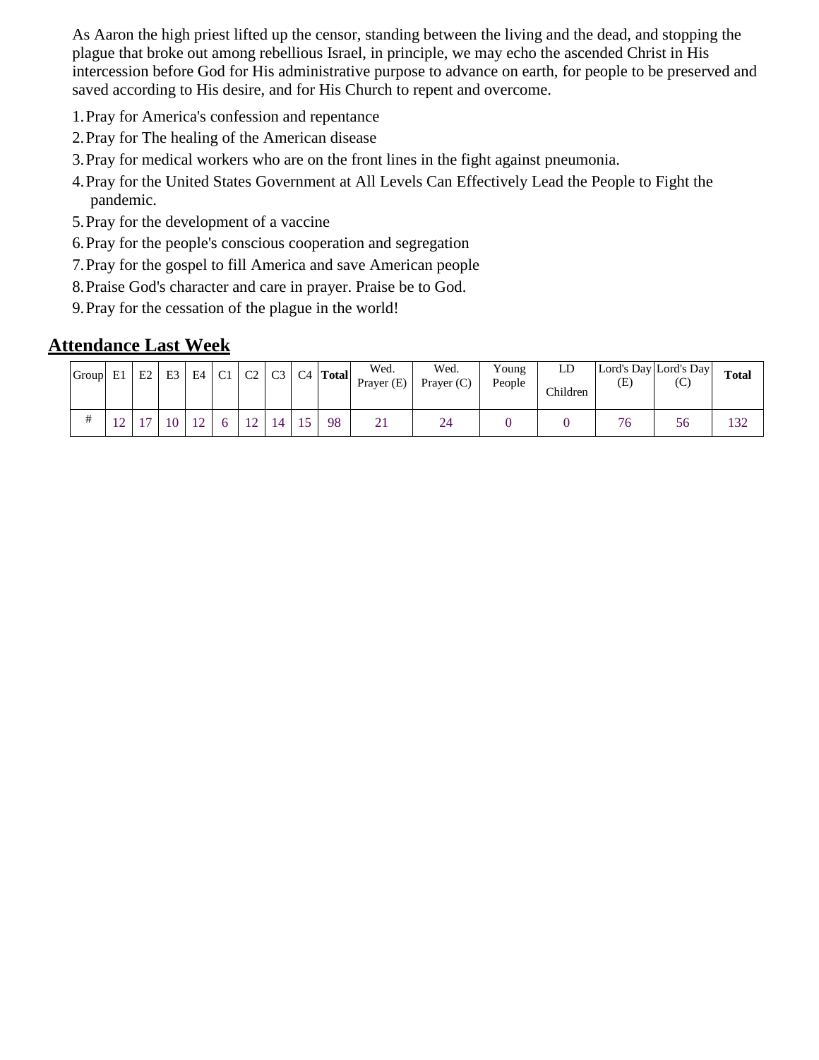As Aaron the high priest lifted up the censor, standing between the living and the dead, and stopping the plague that broke out among rebellious Israel, in principle, we may echo the ascended Christ in His intercession before God for His administrative purpose to advance on earth, for people to be preserved and saved according to His desire, and for His Church to repent and overcome.

1. Pray for America's confession and repentance
2. Pray for The healing of the American disease
3. Pray for medical workers who are on the front lines in the fight against pneumonia.
4. Pray for the United States Government at All Levels Can Effectively Lead the People to Fight the pandemic.
5. Pray for the development of a vaccine
6. Pray for the people's conscious cooperation and segregation
7. Pray for the gospel to fill America and save American people
8. Praise God's character and care in prayer. Praise be to God.
9. Pray for the cessation of the plague in the world!

## Attendance Last Week

| Group | E1 | E2 | E3 | E4 | C1 | C2 | C3 | C4 | **Total** | Wed. Prayer (E) | Wed. Prayer (C) | Young People | LD Children | Lord's Day (E) | Lord's Day (C) | **Total** |
|---|---|---|---|---|---|---|---|---|---|---|---|---|---|---|---|---|
| # | 12 | 17 | 10 | 12 | 6 | 12 | 14 | 15 | 98 | 21 | 24 | 0 | 0 | 76 | 56 | 132 |